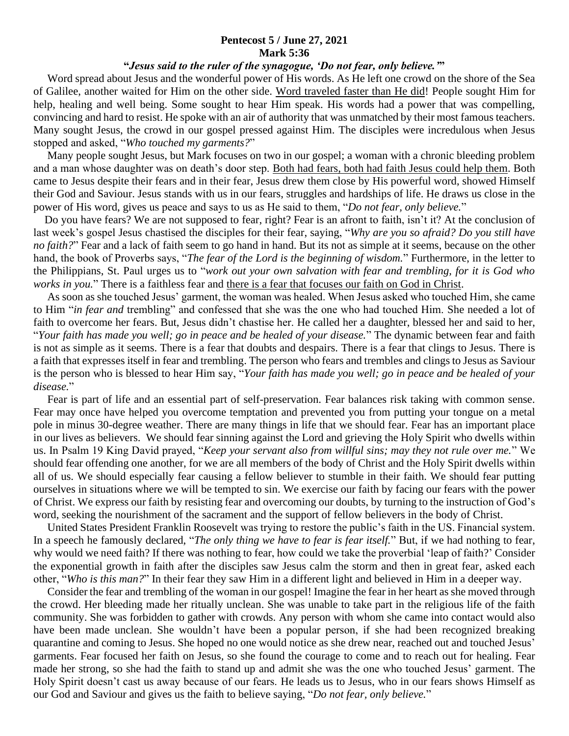**Pentecost 5 / June 27, 2021**
**Mark 5:36**
**"*Jesus said to the ruler of the synagogue, 'Do not fear, only believe.'*"**

Word spread about Jesus and the wonderful power of His words. As He left one crowd on the shore of the Sea of Galilee, another waited for Him on the other side. <u>Word traveled faster than He did</u>! People sought Him for help, healing and well being. Some sought to hear Him speak. His words had a power that was compelling, convincing and hard to resist. He spoke with an air of authority that was unmatched by their most famous teachers. Many sought Jesus, the crowd in our gospel pressed against Him. The disciples were incredulous when Jesus stopped and asked, "*Who touched my garments?*"

Many people sought Jesus, but Mark focuses on two in our gospel; a woman with a chronic bleeding problem and a man whose daughter was on death's door step. <u>Both had fears, both had faith Jesus could help them</u>. Both came to Jesus despite their fears and in their fear, Jesus drew them close by His powerful word, showed Himself their God and Saviour. Jesus stands with us in our fears, struggles and hardships of life. He draws us close in the power of His word, gives us peace and says to us as He said to them, "*Do not fear, only believe.*"

Do you have fears? We are not supposed to fear, right? Fear is an afront to faith, isn't it? At the conclusion of last week's gospel Jesus chastised the disciples for their fear, saying, "*Why are you so afraid? Do you still have no faith?*" Fear and a lack of faith seem to go hand in hand. But its not as simple at it seems, because on the other hand, the book of Proverbs says, "*The fear of the Lord is the beginning of wisdom.*" Furthermore, in the letter to the Philippians, St. Paul urges us to "*work out your own salvation with fear and trembling, for it is God who works in you.*" There is a faithless fear and <u>there is a fear that focuses our faith on God in Christ</u>.

As soon as she touched Jesus' garment, the woman was healed. When Jesus asked who touched Him, she came to Him "*in fear and* trembling" and confessed that she was the one who had touched Him. She needed a lot of faith to overcome her fears. But, Jesus didn't chastise her. He called her a daughter, blessed her and said to her, "*Your faith has made you well; go in peace and be healed of your disease.*" The dynamic between fear and faith is not as simple as it seems. There is a fear that doubts and despairs. There is a fear that clings to Jesus. There is a faith that expresses itself in fear and trembling. The person who fears and trembles and clings to Jesus as Saviour is the person who is blessed to hear Him say, "*Your faith has made you well; go in peace and be healed of your disease.*"

Fear is part of life and an essential part of self-preservation. Fear balances risk taking with common sense. Fear may once have helped you overcome temptation and prevented you from putting your tongue on a metal pole in minus 30-degree weather. There are many things in life that we should fear. Fear has an important place in our lives as believers. We should fear sinning against the Lord and grieving the Holy Spirit who dwells within us. In Psalm 19 King David prayed, "*Keep your servant also from willful sins; may they not rule over me.*" We should fear offending one another, for we are all members of the body of Christ and the Holy Spirit dwells within all of us. We should especially fear causing a fellow believer to stumble in their faith. We should fear putting ourselves in situations where we will be tempted to sin. We exercise our faith by facing our fears with the power of Christ. We express our faith by resisting fear and overcoming our doubts, by turning to the instruction of God's word, seeking the nourishment of the sacrament and the support of fellow believers in the body of Christ.

United States President Franklin Roosevelt was trying to restore the public's faith in the US. Financial system. In a speech he famously declared, "*The only thing we have to fear is fear itself.*" But, if we had nothing to fear, why would we need faith? If there was nothing to fear, how could we take the proverbial 'leap of faith?' Consider the exponential growth in faith after the disciples saw Jesus calm the storm and then in great fear, asked each other, "*Who is this man?*" In their fear they saw Him in a different light and believed in Him in a deeper way.

Consider the fear and trembling of the woman in our gospel! Imagine the fear in her heart as she moved through the crowd. Her bleeding made her ritually unclean. She was unable to take part in the religious life of the faith community. She was forbidden to gather with crowds. Any person with whom she came into contact would also have been made unclean. She wouldn't have been a popular person, if she had been recognized breaking quarantine and coming to Jesus. She hoped no one would notice as she drew near, reached out and touched Jesus' garments. Fear focused her faith on Jesus, so she found the courage to come and to reach out for healing. Fear made her strong, so she had the faith to stand up and admit she was the one who touched Jesus' garment. The Holy Spirit doesn't cast us away because of our fears. He leads us to Jesus, who in our fears shows Himself as our God and Saviour and gives us the faith to believe saying, "*Do not fear, only believe.*"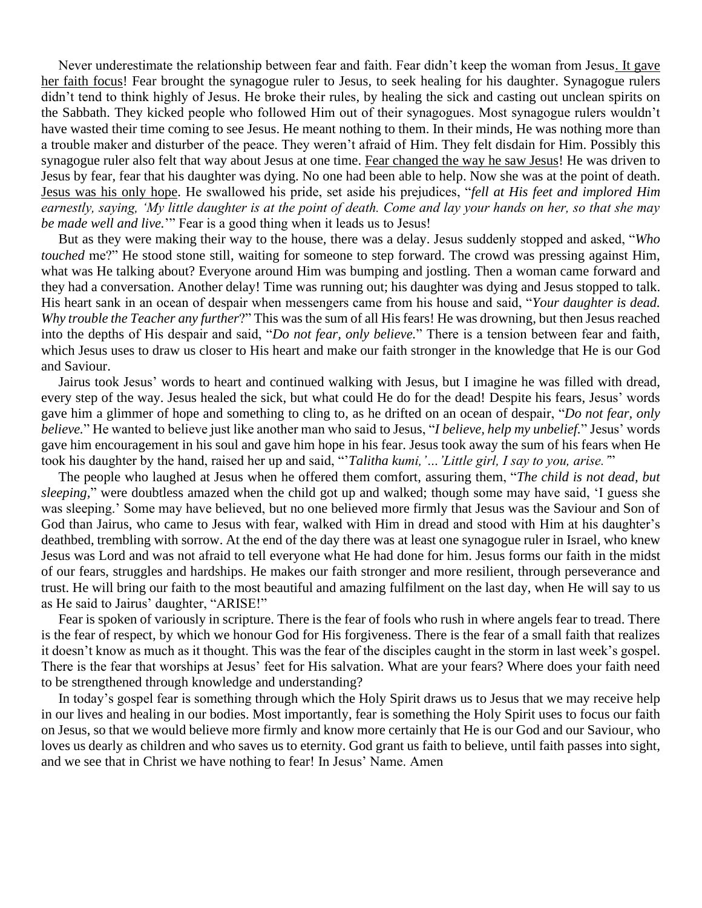Never underestimate the relationship between fear and faith. Fear didn't keep the woman from Jesus. It gave her faith focus! Fear brought the synagogue ruler to Jesus, to seek healing for his daughter. Synagogue rulers didn't tend to think highly of Jesus. He broke their rules, by healing the sick and casting out unclean spirits on the Sabbath. They kicked people who followed Him out of their synagogues. Most synagogue rulers wouldn't have wasted their time coming to see Jesus. He meant nothing to them. In their minds, He was nothing more than a trouble maker and disturber of the peace. They weren't afraid of Him. They felt disdain for Him. Possibly this synagogue ruler also felt that way about Jesus at one time. Fear changed the way he saw Jesus! He was driven to Jesus by fear, fear that his daughter was dying. No one had been able to help. Now she was at the point of death. Jesus was his only hope. He swallowed his pride, set aside his prejudices, "*fell at His feet and implored Him earnestly, saying, 'My little daughter is at the point of death. Come and lay your hands on her, so that she may be made well and live.'*" Fear is a good thing when it leads us to Jesus!

But as they were making their way to the house, there was a delay. Jesus suddenly stopped and asked, "*Who touched* me?" He stood stone still, waiting for someone to step forward. The crowd was pressing against Him, what was He talking about? Everyone around Him was bumping and jostling. Then a woman came forward and they had a conversation. Another delay! Time was running out; his daughter was dying and Jesus stopped to talk. His heart sank in an ocean of despair when messengers came from his house and said, "*Your daughter is dead. Why trouble the Teacher any further*?" This was the sum of all His fears! He was drowning, but then Jesus reached into the depths of His despair and said, "*Do not fear, only believe.*" There is a tension between fear and faith, which Jesus uses to draw us closer to His heart and make our faith stronger in the knowledge that He is our God and Saviour.

Jairus took Jesus' words to heart and continued walking with Jesus, but I imagine he was filled with dread, every step of the way. Jesus healed the sick, but what could He do for the dead! Despite his fears, Jesus' words gave him a glimmer of hope and something to cling to, as he drifted on an ocean of despair, "*Do not fear, only believe.*" He wanted to believe just like another man who said to Jesus, "*I believe, help my unbelief.*" Jesus' words gave him encouragement in his soul and gave him hope in his fear. Jesus took away the sum of his fears when He took his daughter by the hand, raised her up and said, "'*Talitha kumi,'…'Little girl, I say to you, arise.'*"

The people who laughed at Jesus when he offered them comfort, assuring them, "*The child is not dead, but sleeping*," were doubtless amazed when the child got up and walked; though some may have said, 'I guess she was sleeping.' Some may have believed, but no one believed more firmly that Jesus was the Saviour and Son of God than Jairus, who came to Jesus with fear, walked with Him in dread and stood with Him at his daughter's deathbed, trembling with sorrow. At the end of the day there was at least one synagogue ruler in Israel, who knew Jesus was Lord and was not afraid to tell everyone what He had done for him. Jesus forms our faith in the midst of our fears, struggles and hardships. He makes our faith stronger and more resilient, through perseverance and trust. He will bring our faith to the most beautiful and amazing fulfilment on the last day, when He will say to us as He said to Jairus' daughter, "ARISE!"

Fear is spoken of variously in scripture. There is the fear of fools who rush in where angels fear to tread. There is the fear of respect, by which we honour God for His forgiveness. There is the fear of a small faith that realizes it doesn't know as much as it thought. This was the fear of the disciples caught in the storm in last week's gospel. There is the fear that worships at Jesus' feet for His salvation. What are your fears? Where does your faith need to be strengthened through knowledge and understanding?

In today's gospel fear is something through which the Holy Spirit draws us to Jesus that we may receive help in our lives and healing in our bodies. Most importantly, fear is something the Holy Spirit uses to focus our faith on Jesus, so that we would believe more firmly and know more certainly that He is our God and our Saviour, who loves us dearly as children and who saves us to eternity. God grant us faith to believe, until faith passes into sight, and we see that in Christ we have nothing to fear! In Jesus' Name. Amen